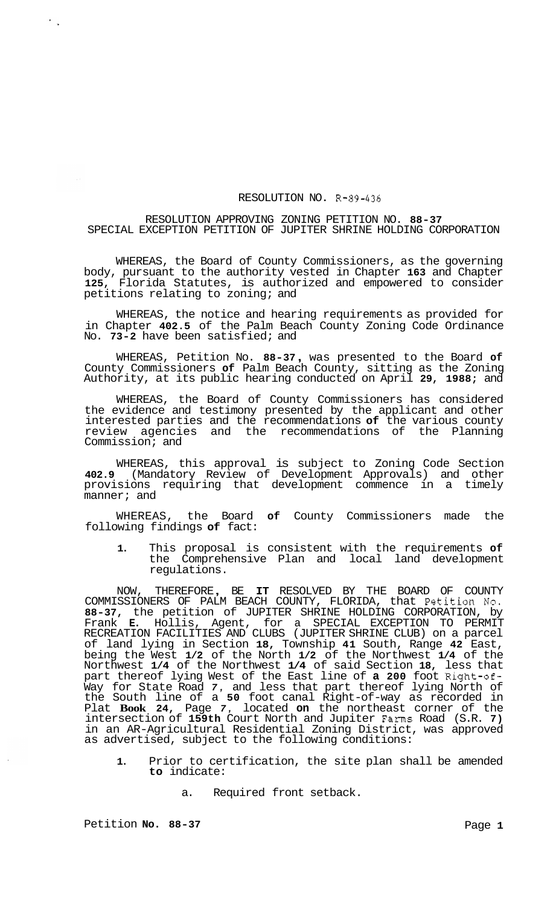RESOLUTION NO. R-89-436

RESOLUTION APPROVING ZONING PETITION NO. **88-37**
SPECIAL EXCEPTION PETITION OF JUPITER SHRINE HOLDING CORPORATION

WHEREAS, the Board of County Commissioners, as the governing body, pursuant to the authority vested in Chapter **163** and Chapter **125**, Florida Statutes, is authorized and empowered to consider petitions relating to zoning; and

WHEREAS, the notice and hearing requirements as provided for in Chapter **402.5** of the Palm Beach County Zoning Code Ordinance No. **73-2** have been satisfied; and

WHEREAS, Petition No. **88-37**, was presented to the Board **of** County Commissioners **of** Palm Beach County, sitting as the Zoning Authority, at its public hearing conducted on April **29**, **1988**; and

WHEREAS, the Board of County Commissioners has considered the evidence and testimony presented by the applicant and other interested parties and the recommendations **of** the various county review agencies and the recommendations of the Planning Commission; and

WHEREAS, this approval is subject to Zoning Code Section **402.9** (Mandatory Review of Development Approvals) and other provisions requiring that development commence in a timely manner; and

WHEREAS, the Board **of** County Commissioners made the following findings **of** fact:

1. This proposal is consistent with the requirements **of** the Comprehensive Plan and local land development regulations.

NOW, THEREFORE, BE **IT** RESOLVED BY THE BOARD OF COUNTY COMMISSIONERS OF PALM BEACH COUNTY, FLORIDA, that Petition No. **88-37**, the petition of JUPITER SHRINE HOLDING CORPORATION, by Frank **E.** Hollis, Agent, for a SPECIAL EXCEPTION TO PERMIT RECREATION FACILITIES AND CLUBS (JUPITER SHRINE CLUB) on a parcel of land lying in Section **18**, Township **41** South, Range **42** East, being the West **1/2** of the North **1/2** of the Northwest **1/4** of the Northwest **1/4** of the Northwest **1/4** of said Section **18**, less that part thereof lying West of the East line of **a 200** foot Right-of-Way for State Road **7**, and less that part thereof lying North of the South line of a **50** foot canal Right-of-way as recorded in Plat **Book 24**, Page **7**, located **on** the northeast corner of the intersection of **159th** Court North and Jupiter Farms Road (S.R. **7)** in an AR-Agricultural Residential Zoning District, was approved as advertised, subject to the following conditions:

1. Prior to certification, the site plan shall be amended **to** indicate:

   a. Required front setback.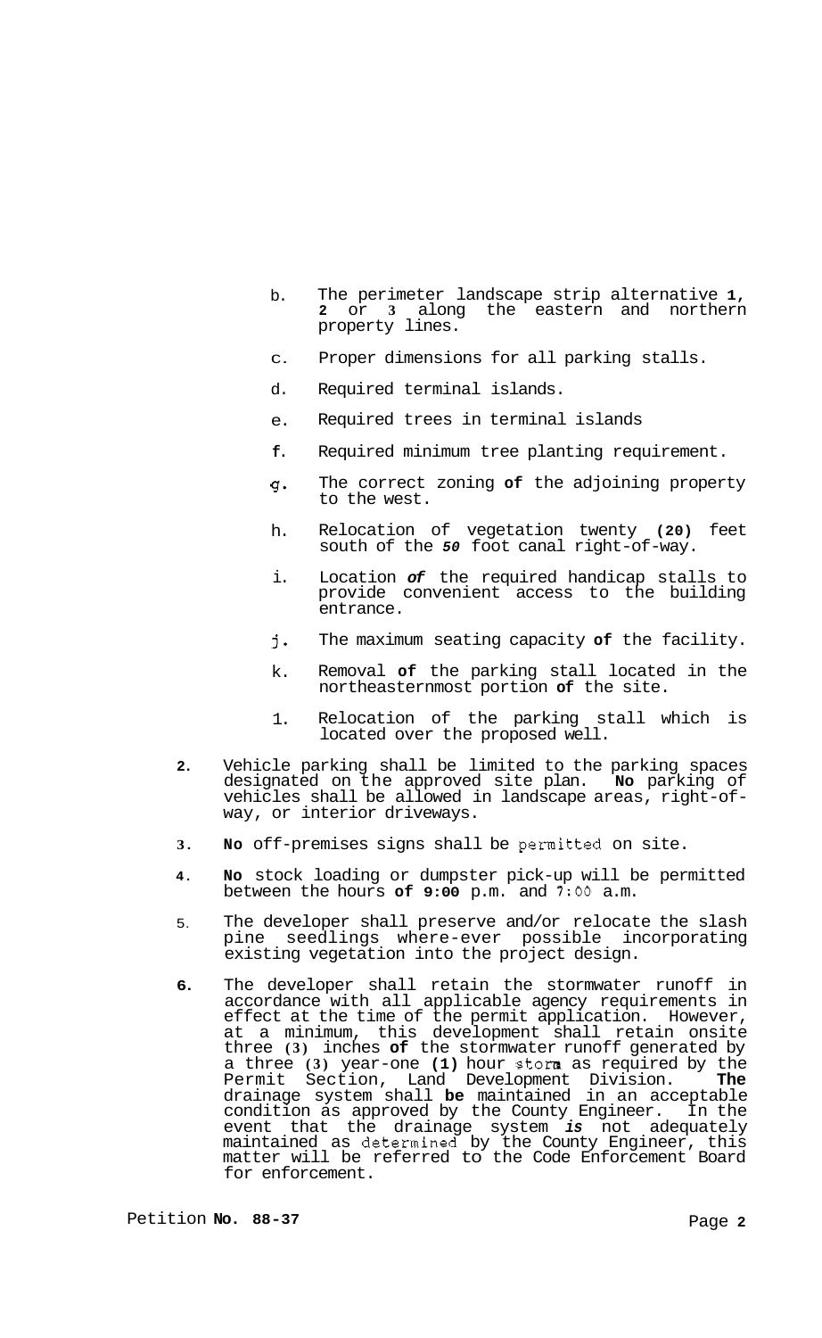b. The perimeter landscape strip alternative **1**, **2** or **3** along the eastern and northern property lines.

c. Proper dimensions for all parking stalls.

d. Required terminal islands.

e. Required trees in terminal islands

f. Required minimum tree planting requirement.

g. The correct zoning **of** the adjoining property to the west.

h. Relocation of vegetation twenty **(20)** feet south of the ***50*** foot canal right-of-way.

i. Location ***of*** the required handicap stalls to provide convenient access to the building entrance.

j. The maximum seating capacity **of** the facility.

k. Removal **of** the parking stall located in the northeasternmost portion **of** the site.

l. Relocation of the parking stall which is located over the proposed well.

**2.** Vehicle parking shall be limited to the parking spaces designated on the approved site plan. **No** parking of vehicles shall be allowed in landscape areas, right-of-way, or interior driveways.

**3.** **No** off-premises signs shall be permitted on site.

**4.** **No** stock loading or dumpster pick-up will be permitted between the hours **of 9:00** p.m. and **7:00** a.m.

5. The developer shall preserve and/or relocate the slash pine seedlings where-ever possible incorporating existing vegetation into the project design.

**6.** The developer shall retain the stormwater runoff in accordance with all applicable agency requirements in effect at the time of the permit application. However, at a minimum, this development shall retain onsite three **(3)** inches **of** the stormwater runoff generated by a three **(3)** year-one **(1)** hour storm as required by the Permit Section, Land Development Division. **The** drainage system shall **be** maintained in an acceptable condition as approved by the County Engineer. In the event that the drainage system ***is*** not adequately maintained as determined by the County Engineer, this matter will be referred to the Code Enforcement Board for enforcement.

Petition **No. 88-37**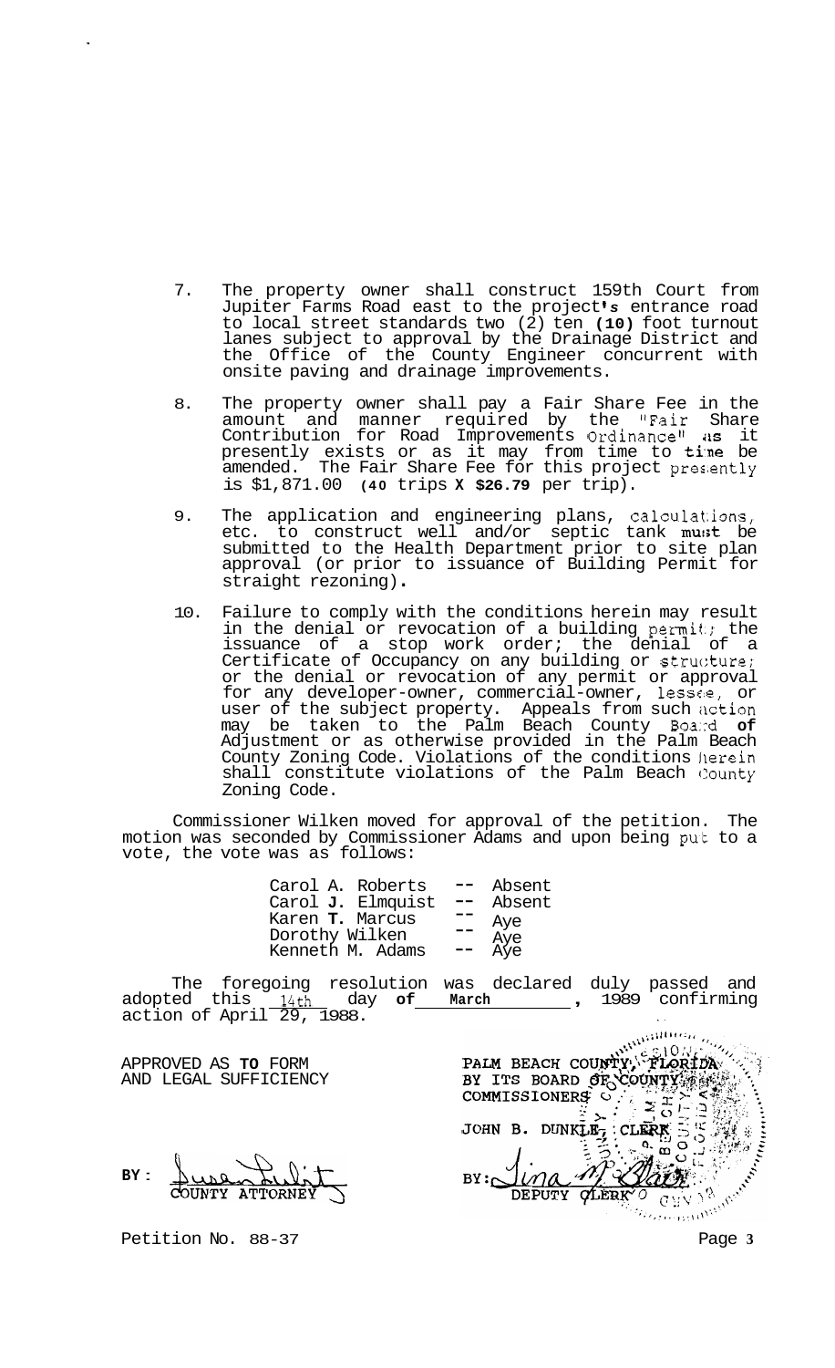7. The property owner shall construct 159th Court from Jupiter Farms Road east to the project's entrance road to local street standards two (2) ten (10) foot turnout lanes subject to approval by the Drainage District and the Office of the County Engineer concurrent with onsite paving and drainage improvements.

8. The property owner shall pay a Fair Share Fee in the amount and manner required by the "Fair Share Contribution for Road Improvements Ordinance" as it presently exists or as it may from time to time be amended. The Fair Share Fee for this project presently is $1,871.00 (40 trips X $26.79 per trip).

9. The application and engineering plans, calculations, etc. to construct well and/or septic tank must be submitted to the Health Department prior to site plan approval (or prior to issuance of Building Permit for straight rezoning).

10. Failure to comply with the conditions herein may result in the denial or revocation of a building permit; the issuance of a stop work order; the denial of a Certificate of Occupancy on any building or structure; or the denial or revocation of any permit or approval for any developer-owner, commercial-owner, lessee, or user of the subject property. Appeals from such action may be taken to the Palm Beach County Board of Adjustment or as otherwise provided in the Palm Beach County Zoning Code. Violations of the conditions herein shall constitute violations of the Palm Beach County Zoning Code.

Commissioner Wilken moved for approval of the petition. The motion was seconded by Commissioner Adams and upon being put to a vote, the vote was as follows:

| | | |
|---|---|---|
| Carol A. Roberts | -- | Absent |
| Carol J. Elmquist | -- | Absent |
| Karen T. Marcus | -- | Aye |
| Dorothy Wilken | -- | Aye |
| Kenneth M. Adams | -- | Aye |

The foregoing resolution was declared duly passed and adopted this 14th day of March, 1989 confirming action of April 29, 1988.

APPROVED AS TO FORM AND LEGAL SUFFICIENCY

BY: COUNTY ATTORNEY

PALM BEACH COUNTY, FLORIDA BY ITS BOARD OF COUNTY COMMISSIONERS

JOHN B. DUNKLE, CLERK

BY: DEPUTY CLERK

Petition No. 88-37